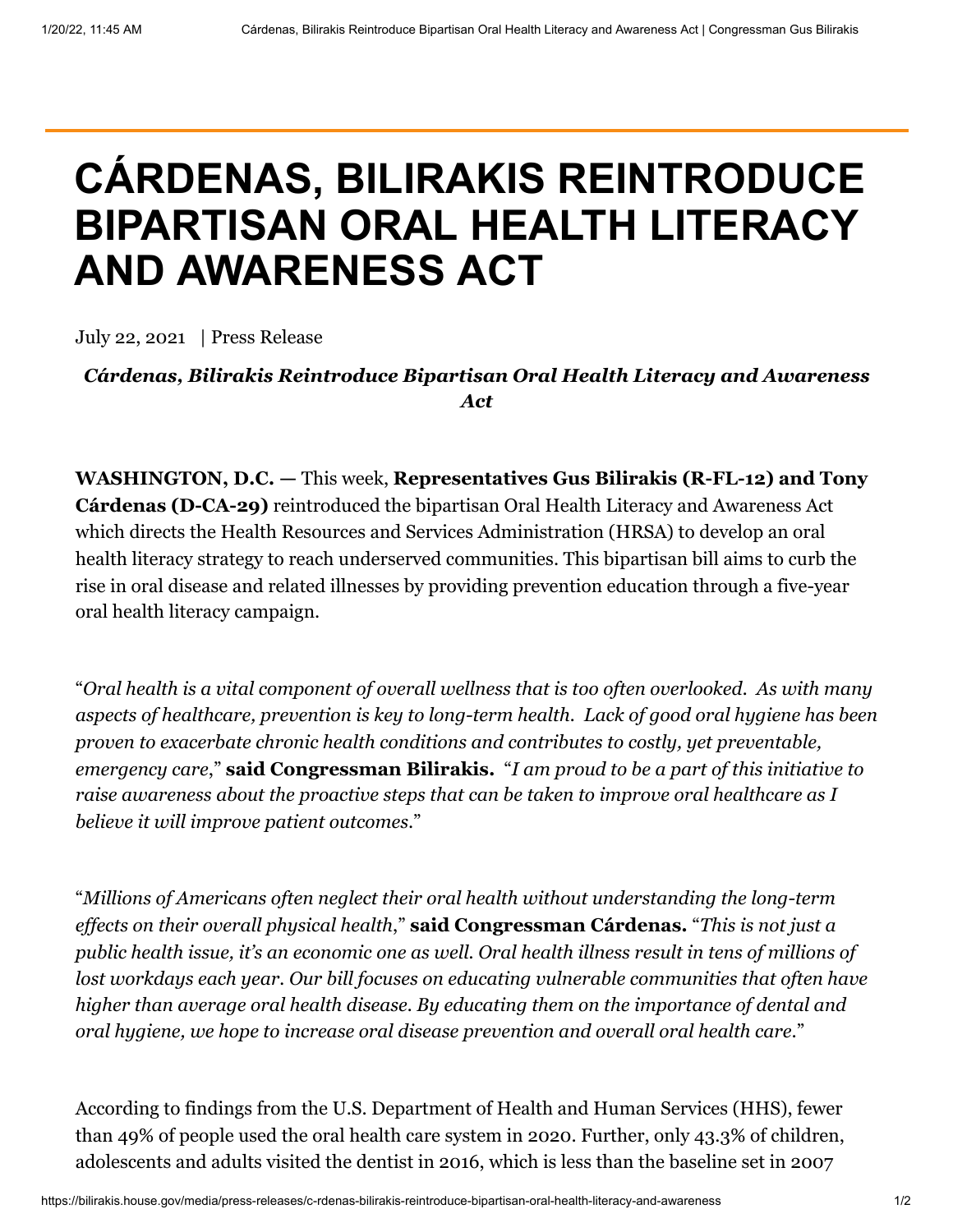# CÁRDENAS, BILIRAKIS REINTRODUCE BIPARTISAN ORAL HEALTH LITERACY AND AWARENESS ACT

July 22, 2021 | Press Release

***Cárdenas, Bilirakis Reintroduce Bipartisan Oral Health Literacy and Awareness Act***

**WASHINGTON, D.C. —** This week, **Representatives Gus Bilirakis (R-FL-12) and Tony Cárdenas (D-CA-29)** reintroduced the bipartisan Oral Health Literacy and Awareness Act which directs the Health Resources and Services Administration (HRSA) to develop an oral health literacy strategy to reach underserved communities. This bipartisan bill aims to curb the rise in oral disease and related illnesses by providing prevention education through a five-year oral health literacy campaign.

"*Oral health is a vital component of overall wellness that is too often overlooked. As with many aspects of healthcare, prevention is key to long-term health. Lack of good oral hygiene has been proven to exacerbate chronic health conditions and contributes to costly, yet preventable, emergency care*," **said Congressman Bilirakis.** "*I am proud to be a part of this initiative to raise awareness about the proactive steps that can be taken to improve oral healthcare as I believe it will improve patient outcomes*."

"*Millions of Americans often neglect their oral health without understanding the long-term effects on their overall physical health*," **said Congressman Cárdenas.** "*This is not just a public health issue, it's an economic one as well. Oral health illness result in tens of millions of lost workdays each year. Our bill focuses on educating vulnerable communities that often have higher than average oral health disease. By educating them on the importance of dental and oral hygiene, we hope to increase oral disease prevention and overall oral health care*."

According to findings from the U.S. Department of Health and Human Services (HHS), fewer than 49% of people used the oral health care system in 2020. Further, only 43.3% of children, adolescents and adults visited the dentist in 2016, which is less than the baseline set in 2007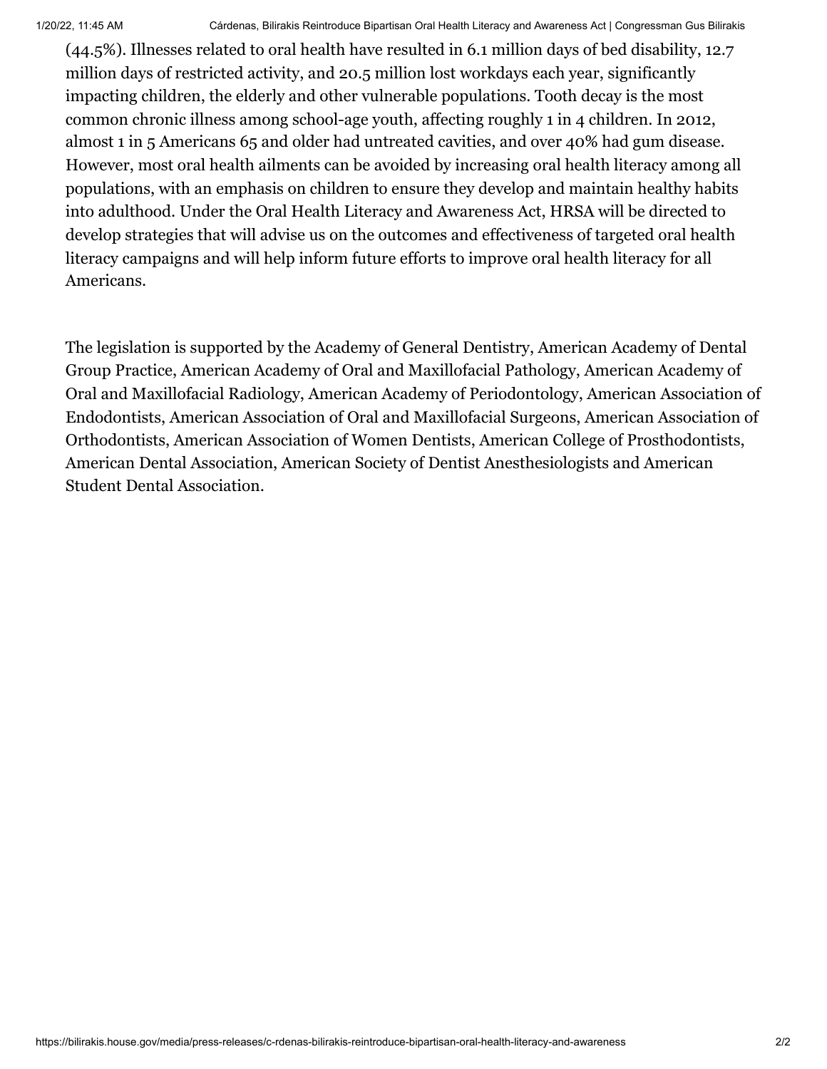(44.5%). Illnesses related to oral health have resulted in 6.1 million days of bed disability, 12.7 million days of restricted activity, and 20.5 million lost workdays each year, significantly impacting children, the elderly and other vulnerable populations. Tooth decay is the most common chronic illness among school-age youth, affecting roughly 1 in 4 children. In 2012, almost 1 in 5 Americans 65 and older had untreated cavities, and over 40% had gum disease. However, most oral health ailments can be avoided by increasing oral health literacy among all populations, with an emphasis on children to ensure they develop and maintain healthy habits into adulthood. Under the Oral Health Literacy and Awareness Act, HRSA will be directed to develop strategies that will advise us on the outcomes and effectiveness of targeted oral health literacy campaigns and will help inform future efforts to improve oral health literacy for all Americans.

The legislation is supported by the Academy of General Dentistry, American Academy of Dental Group Practice, American Academy of Oral and Maxillofacial Pathology, American Academy of Oral and Maxillofacial Radiology, American Academy of Periodontology, American Association of Endodontists, American Association of Oral and Maxillofacial Surgeons, American Association of Orthodontists, American Association of Women Dentists, American College of Prosthodontists, American Dental Association, American Society of Dentist Anesthesiologists and American Student Dental Association.